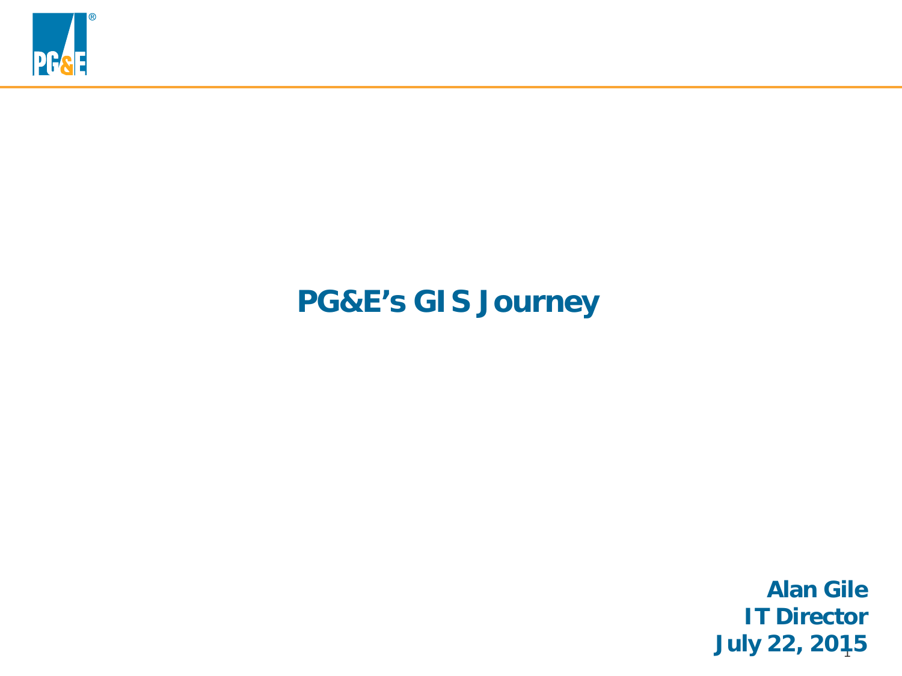# PG&E's GIS Journey

**Alan Gile**
**IT Director**
**July 22, 2015**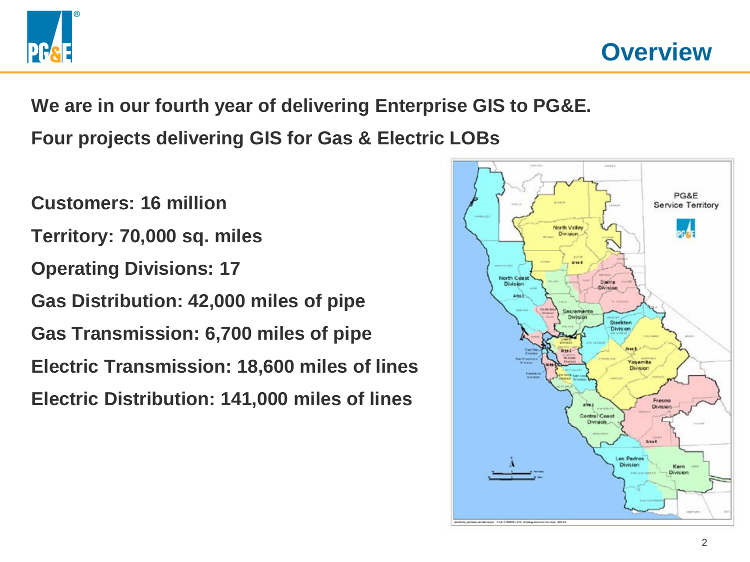# Overview

**We are in our fourth year of delivering Enterprise GIS to PG&E.**

**Four projects delivering GIS for Gas & Electric LOBs**

**Customers: 16 million**

**Territory: 70,000 sq. miles**

**Operating Divisions: 17**

**Gas Distribution: 42,000 miles of pipe**

**Gas Transmission: 6,700 miles of pipe**

**Electric Transmission: 18,600 miles of lines**

**Electric Distribution: 141,000 miles of lines**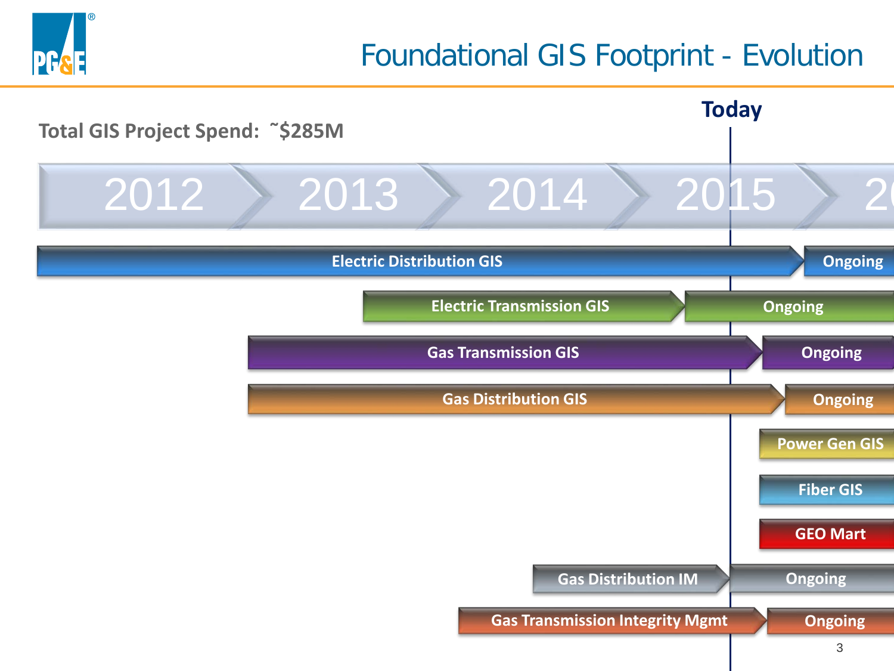# Foundational GIS Footprint - Evolution

**Total GIS Project Spend: ~$285M**

**Today**

2012 | 2013 | 2014 | 2015 | 20

- Electric Distribution GIS — Ongoing
- Electric Transmission GIS — Ongoing
- Gas Transmission GIS — Ongoing
- Gas Distribution GIS — Ongoing
- Power Gen GIS
- Fiber GIS
- GEO Mart
- Gas Distribution IM — Ongoing
- Gas Transmission Integrity Mgmt — Ongoing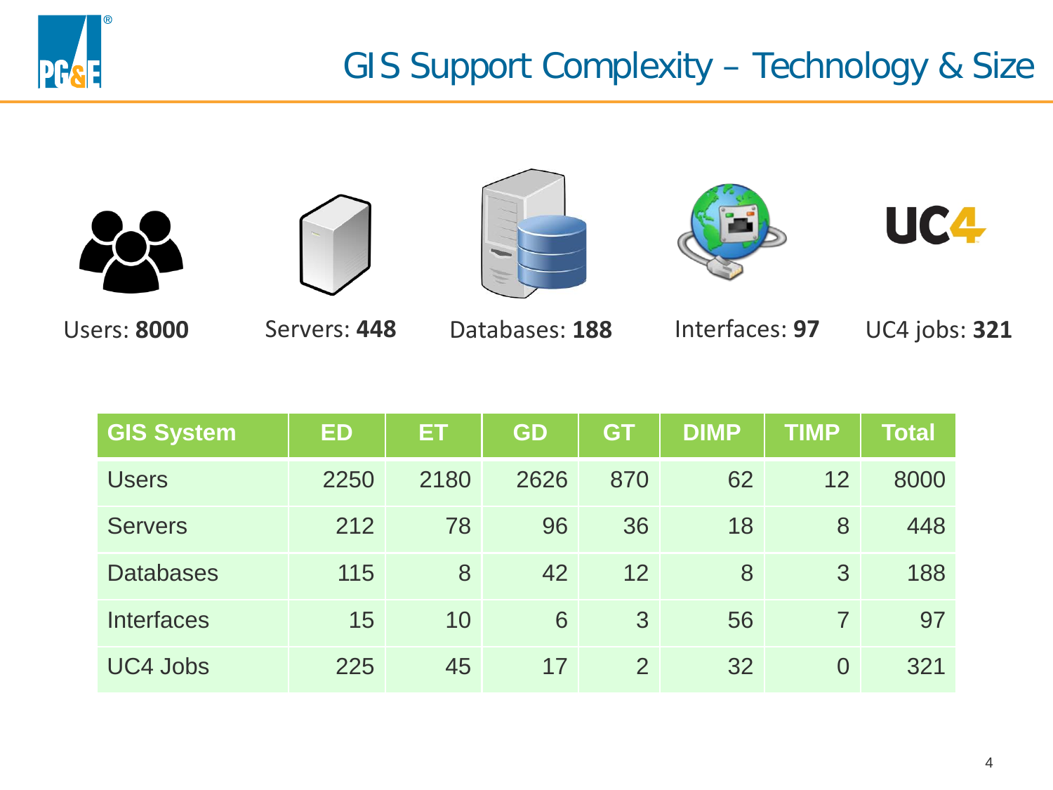# GIS Support Complexity – Technology & Size

Users: **8000** Servers: **448** Databases: **188** Interfaces: **97** UC4 jobs: **321**

| GIS System | ED | ET | GD | GT | DIMP | TIMP | Total |
|---|---|---|---|---|---|---|---|
| Users | 2250 | 2180 | 2626 | 870 | 62 | 12 | 8000 |
| Servers | 212 | 78 | 96 | 36 | 18 | 8 | 448 |
| Databases | 115 | 8 | 42 | 12 | 8 | 3 | 188 |
| Interfaces | 15 | 10 | 6 | 3 | 56 | 7 | 97 |
| UC4 Jobs | 225 | 45 | 17 | 2 | 32 | 0 | 321 |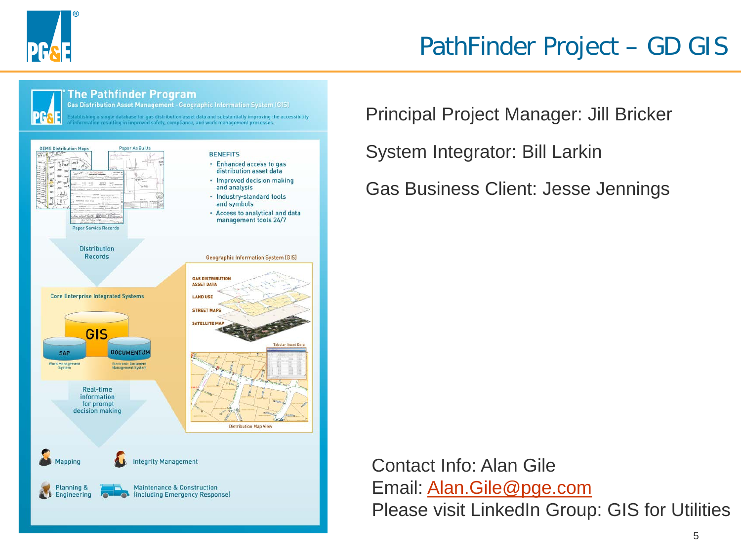# PathFinder Project – GD GIS

## The Pathfinder Program

Gas Distribution Asset Management - Geographic Information System (GIS)

Establishing a single database for gas distribution asset data and substantially improving the accessibility of information resulting in improved safety, compliance, and work management processes.

GEMS Distribution Maps

Paper As Builts

Paper Service Records

Distribution Records

BENEFITS

- Enhanced access to gas distribution asset data
- Improved decision making and analysis
- Industry-standard tools and symbols
- Access to analytical and data management tools 24/7

Geographic Information System (GIS)

GAS DISTRIBUTION ASSET DATA

LAND USE

STREET MAPS

SATELLITE MAP

Tabular Asset Data

Distribution Map View

Core Enterprise Integrated Systems

GIS

SAP

Work Management System

DOCUMENTUM

Electronic Document Management System

Real-time information for prompt decision making

Mapping

Integrity Management

Planning & Engineering

Maintenance & Construction (including Emergency Response)

Principal Project Manager: Jill Bricker

System Integrator: Bill Larkin

Gas Business Client: Jesse Jennings

Contact Info: Alan Gile
Email: Alan.Gile@pge.com
Please visit LinkedIn Group: GIS for Utilities